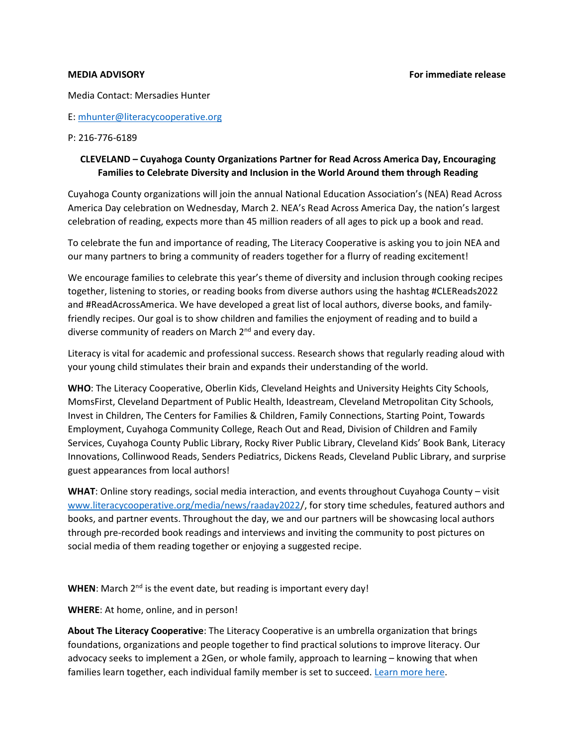**MEDIA ADVISORY** **For immediate release**

Media Contact: Mersadies Hunter

E: mhunter@literacycooperative.org

P: 216-776-6189

**CLEVELAND – Cuyahoga County Organizations Partner for Read Across America Day, Encouraging Families to Celebrate Diversity and Inclusion in the World Around them through Reading**

Cuyahoga County organizations will join the annual National Education Association's (NEA) Read Across America Day celebration on Wednesday, March 2. NEA's Read Across America Day, the nation's largest celebration of reading, expects more than 45 million readers of all ages to pick up a book and read.

To celebrate the fun and importance of reading, The Literacy Cooperative is asking you to join NEA and our many partners to bring a community of readers together for a flurry of reading excitement!

We encourage families to celebrate this year's theme of diversity and inclusion through cooking recipes together, listening to stories, or reading books from diverse authors using the hashtag #CLEReads2022 and #ReadAcrossAmerica. We have developed a great list of local authors, diverse books, and family-friendly recipes. Our goal is to show children and families the enjoyment of reading and to build a diverse community of readers on March 2nd and every day.

Literacy is vital for academic and professional success. Research shows that regularly reading aloud with your young child stimulates their brain and expands their understanding of the world.

**WHO**: The Literacy Cooperative, Oberlin Kids, Cleveland Heights and University Heights City Schools, MomsFirst, Cleveland Department of Public Health, Ideastream, Cleveland Metropolitan City Schools, Invest in Children, The Centers for Families & Children, Family Connections, Starting Point, Towards Employment, Cuyahoga Community College, Reach Out and Read, Division of Children and Family Services, Cuyahoga County Public Library, Rocky River Public Library, Cleveland Kids' Book Bank, Literacy Innovations, Collinwood Reads, Senders Pediatrics, Dickens Reads, Cleveland Public Library, and surprise guest appearances from local authors!

**WHAT**: Online story readings, social media interaction, and events throughout Cuyahoga County – visit www.literacycooperative.org/media/news/raaday2022/, for story time schedules, featured authors and books, and partner events. Throughout the day, we and our partners will be showcasing local authors through pre-recorded book readings and interviews and inviting the community to post pictures on social media of them reading together or enjoying a suggested recipe.

**WHEN**: March 2nd is the event date, but reading is important every day!

**WHERE**: At home, online, and in person!

**About The Literacy Cooperative**: The Literacy Cooperative is an umbrella organization that brings foundations, organizations and people together to find practical solutions to improve literacy. Our advocacy seeks to implement a 2Gen, or whole family, approach to learning – knowing that when families learn together, each individual family member is set to succeed. Learn more here.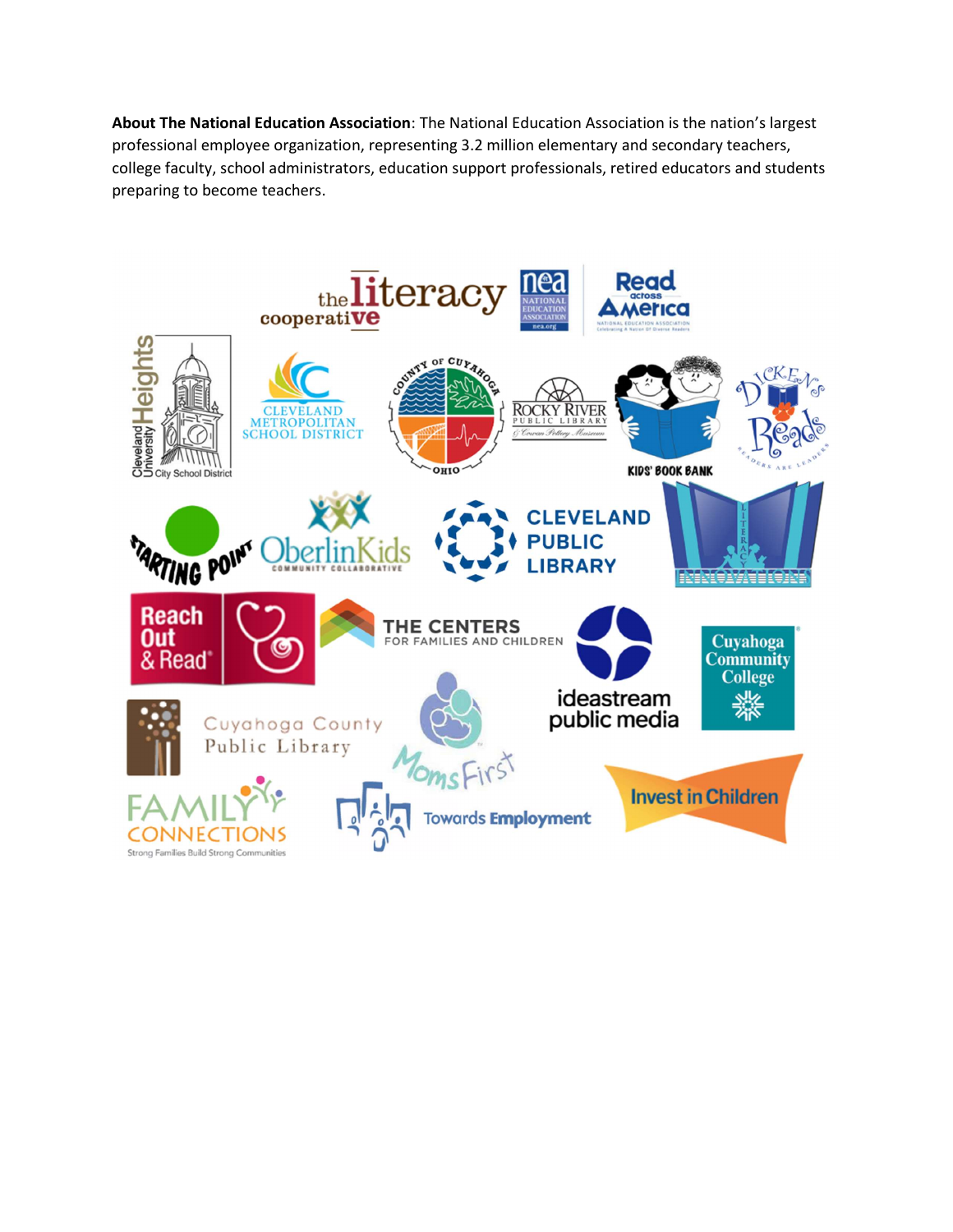**About The National Education Association**: The National Education Association is the nation's largest professional employee organization, representing 3.2 million elementary and secondary teachers, college faculty, school administrators, education support professionals, retired educators and students preparing to become teachers.